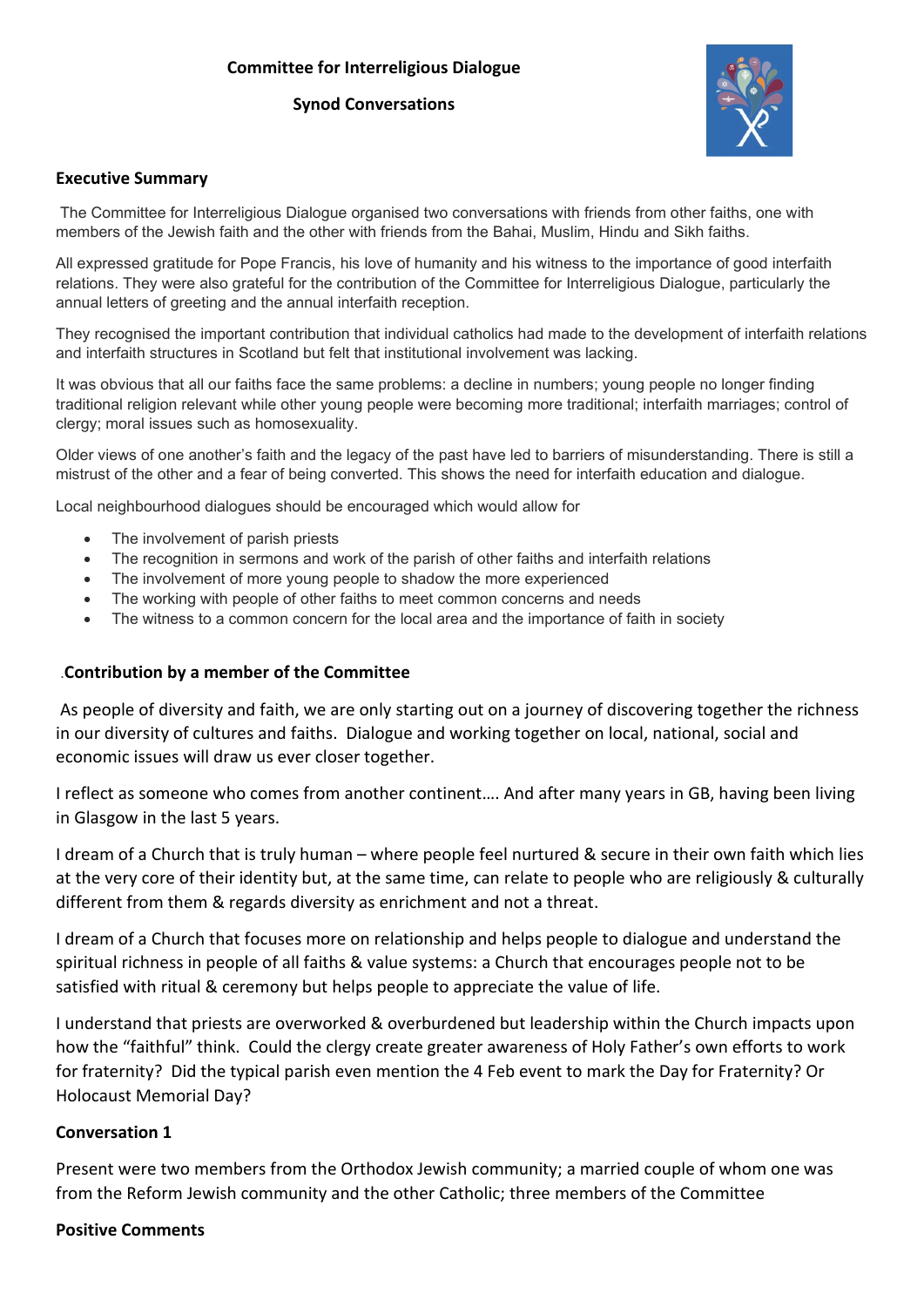# Committee for Interreligious Dialogue

## Synod Conversations

### Executive Summary

The Committee for Interreligious Dialogue organised two conversations with friends from other faiths, one with members of the Jewish faith and the other with friends from the Bahai, Muslim, Hindu and Sikh faiths.

All expressed gratitude for Pope Francis, his love of humanity and his witness to the importance of good interfaith relations. They were also grateful for the contribution of the Committee for Interreligious Dialogue, particularly the annual letters of greeting and the annual interfaith reception.

They recognised the important contribution that individual catholics had made to the development of interfaith relations and interfaith structures in Scotland but felt that institutional involvement was lacking.

It was obvious that all our faiths face the same problems: a decline in numbers; young people no longer finding traditional religion relevant while other young people were becoming more traditional; interfaith marriages; control of clergy; moral issues such as homosexuality.

Older views of one another's faith and the legacy of the past have led to barriers of misunderstanding. There is still a mistrust of the other and a fear of being converted. This shows the need for interfaith education and dialogue.

Local neighbourhood dialogues should be encouraged which would allow for

- The involvement of parish priests
- The recognition in sermons and work of the parish of other faiths and interfaith relations
- The involvement of more young people to shadow the more experienced
- The working with people of other faiths to meet common concerns and needs
- The witness to a common concern for the local area and the importance of faith in society

### Contribution by a member of the Committee

As people of diversity and faith, we are only starting out on a journey of discovering together the richness in our diversity of cultures and faiths. Dialogue and working together on local, national, social and economic issues will draw us ever closer together.

I reflect as someone who comes from another continent…. And after many years in GB, having been living in Glasgow in the last 5 years.

I dream of a Church that is truly human – where people feel nurtured & secure in their own faith which lies at the very core of their identity but, at the same time, can relate to people who are religiously & culturally different from them & regards diversity as enrichment and not a threat.

I dream of a Church that focuses more on relationship and helps people to dialogue and understand the spiritual richness in people of all faiths & value systems: a Church that encourages people not to be satisfied with ritual & ceremony but helps people to appreciate the value of life.

I understand that priests are overworked & overburdened but leadership within the Church impacts upon how the "faithful" think. Could the clergy create greater awareness of Holy Father's own efforts to work for fraternity? Did the typical parish even mention the 4 Feb event to mark the Day for Fraternity? Or Holocaust Memorial Day?

### Conversation 1

Present were two members from the Orthodox Jewish community; a married couple of whom one was from the Reform Jewish community and the other Catholic; three members of the Committee

### Positive Comments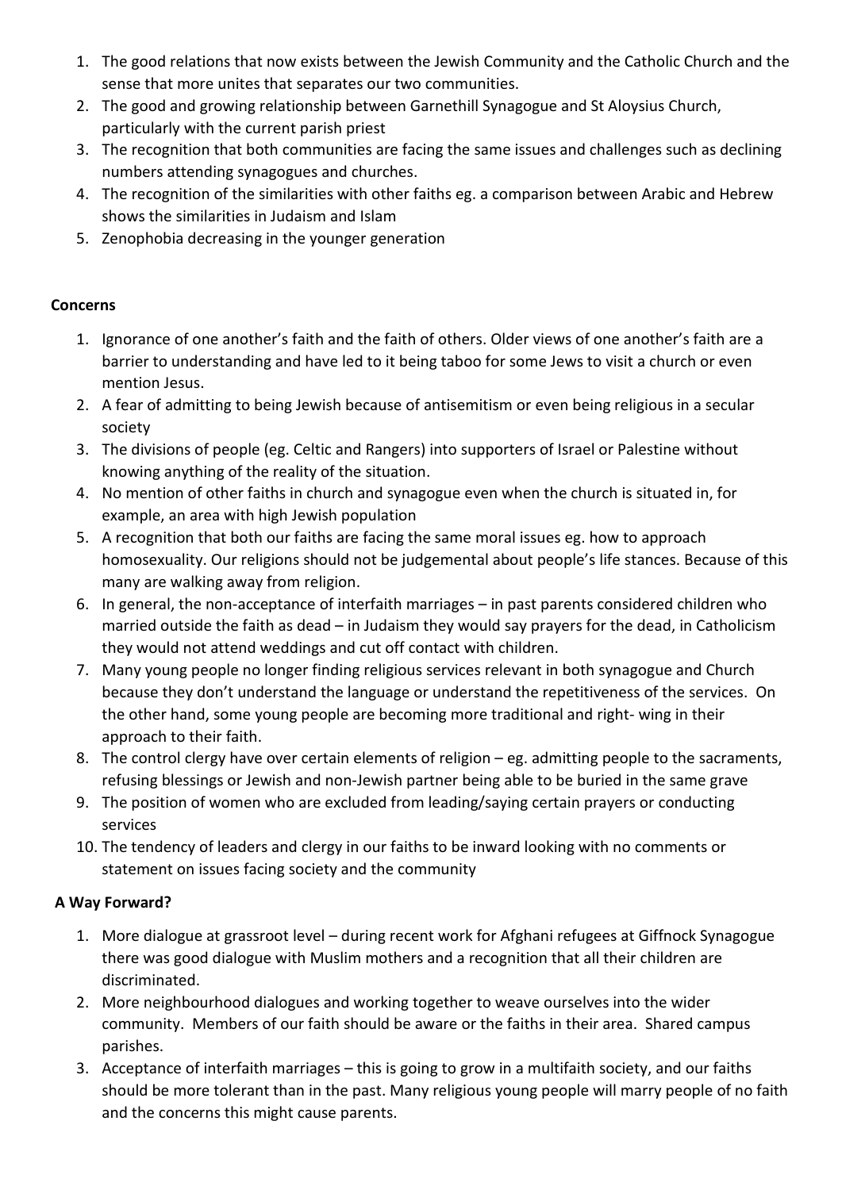1. The good relations that now exists between the Jewish Community and the Catholic Church and the sense that more unites that separates our two communities.
2. The good and growing relationship between Garnethill Synagogue and St Aloysius Church, particularly with the current parish priest
3. The recognition that both communities are facing the same issues and challenges such as declining numbers attending synagogues and churches.
4. The recognition of the similarities with other faiths eg. a comparison between Arabic and Hebrew shows the similarities in Judaism and Islam
5. Zenophobia decreasing in the younger generation

**Concerns**

1. Ignorance of one another's faith and the faith of others. Older views of one another's faith are a barrier to understanding and have led to it being taboo for some Jews to visit a church or even mention Jesus.
2. A fear of admitting to being Jewish because of antisemitism or even being religious in a secular society
3. The divisions of people (eg. Celtic and Rangers) into supporters of Israel or Palestine without knowing anything of the reality of the situation.
4. No mention of other faiths in church and synagogue even when the church is situated in, for example, an area with high Jewish population
5. A recognition that both our faiths are facing the same moral issues eg. how to approach homosexuality. Our religions should not be judgemental about people's life stances. Because of this many are walking away from religion.
6. In general, the non-acceptance of interfaith marriages – in past parents considered children who married outside the faith as dead – in Judaism they would say prayers for the dead, in Catholicism they would not attend weddings and cut off contact with children.
7. Many young people no longer finding religious services relevant in both synagogue and Church because they don't understand the language or understand the repetitiveness of the services. On the other hand, some young people are becoming more traditional and right- wing in their approach to their faith.
8. The control clergy have over certain elements of religion – eg. admitting people to the sacraments, refusing blessings or Jewish and non-Jewish partner being able to be buried in the same grave
9. The position of women who are excluded from leading/saying certain prayers or conducting services
10. The tendency of leaders and clergy in our faiths to be inward looking with no comments or statement on issues facing society and the community

**A Way Forward?**

1. More dialogue at grassroot level – during recent work for Afghani refugees at Giffnock Synagogue there was good dialogue with Muslim mothers and a recognition that all their children are discriminated.
2. More neighbourhood dialogues and working together to weave ourselves into the wider community. Members of our faith should be aware or the faiths in their area. Shared campus parishes.
3. Acceptance of interfaith marriages – this is going to grow in a multifaith society, and our faiths should be more tolerant than in the past. Many religious young people will marry people of no faith and the concerns this might cause parents.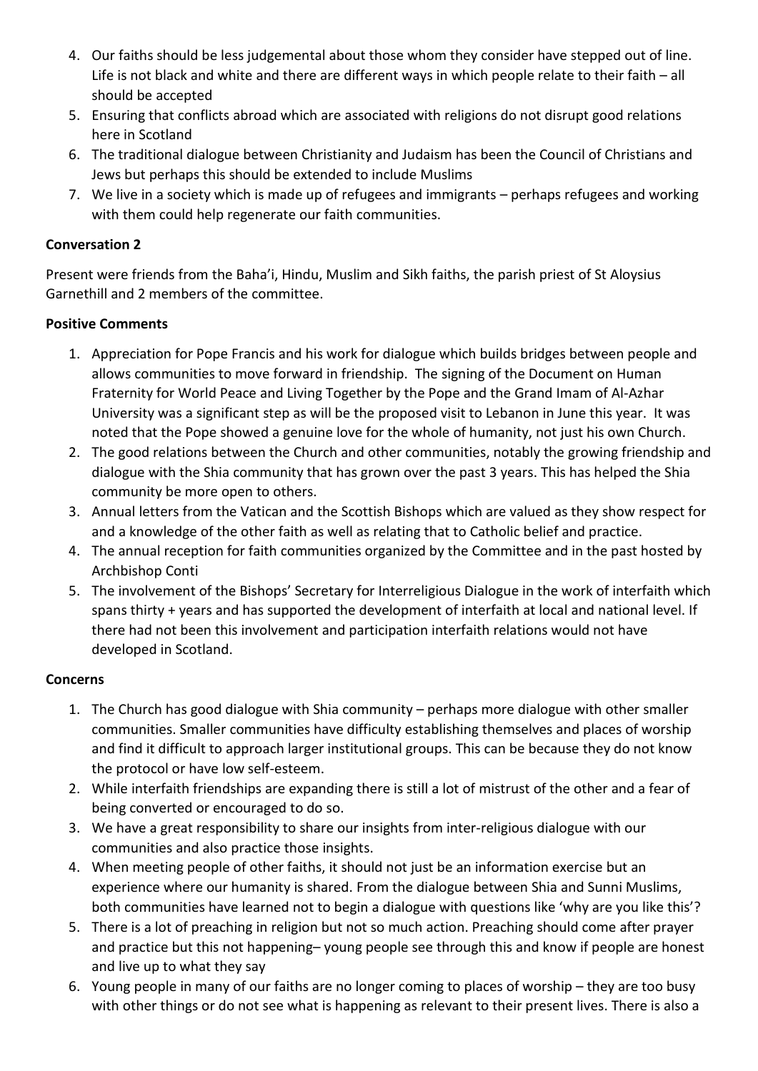4. Our faiths should be less judgemental about those whom they consider have stepped out of line. Life is not black and white and there are different ways in which people relate to their faith – all should be accepted
5. Ensuring that conflicts abroad which are associated with religions do not disrupt good relations here in Scotland
6. The traditional dialogue between Christianity and Judaism has been the Council of Christians and Jews but perhaps this should be extended to include Muslims
7. We live in a society which is made up of refugees and immigrants – perhaps refugees and working with them could help regenerate our faith communities.

**Conversation 2**

Present were friends from the Baha'i, Hindu, Muslim and Sikh faiths, the parish priest of St Aloysius Garnethill and 2 members of the committee.

**Positive Comments**

1. Appreciation for Pope Francis and his work for dialogue which builds bridges between people and allows communities to move forward in friendship. The signing of the Document on Human Fraternity for World Peace and Living Together by the Pope and the Grand Imam of Al-Azhar University was a significant step as will be the proposed visit to Lebanon in June this year. It was noted that the Pope showed a genuine love for the whole of humanity, not just his own Church.
2. The good relations between the Church and other communities, notably the growing friendship and dialogue with the Shia community that has grown over the past 3 years. This has helped the Shia community be more open to others.
3. Annual letters from the Vatican and the Scottish Bishops which are valued as they show respect for and a knowledge of the other faith as well as relating that to Catholic belief and practice.
4. The annual reception for faith communities organized by the Committee and in the past hosted by Archbishop Conti
5. The involvement of the Bishops' Secretary for Interreligious Dialogue in the work of interfaith which spans thirty + years and has supported the development of interfaith at local and national level. If there had not been this involvement and participation interfaith relations would not have developed in Scotland.

**Concerns**

1. The Church has good dialogue with Shia community – perhaps more dialogue with other smaller communities. Smaller communities have difficulty establishing themselves and places of worship and find it difficult to approach larger institutional groups. This can be because they do not know the protocol or have low self-esteem.
2. While interfaith friendships are expanding there is still a lot of mistrust of the other and a fear of being converted or encouraged to do so.
3. We have a great responsibility to share our insights from inter-religious dialogue with our communities and also practice those insights.
4. When meeting people of other faiths, it should not just be an information exercise but an experience where our humanity is shared. From the dialogue between Shia and Sunni Muslims, both communities have learned not to begin a dialogue with questions like 'why are you like this'?
5. There is a lot of preaching in religion but not so much action. Preaching should come after prayer and practice but this not happening– young people see through this and know if people are honest and live up to what they say
6. Young people in many of our faiths are no longer coming to places of worship – they are too busy with other things or do not see what is happening as relevant to their present lives. There is also a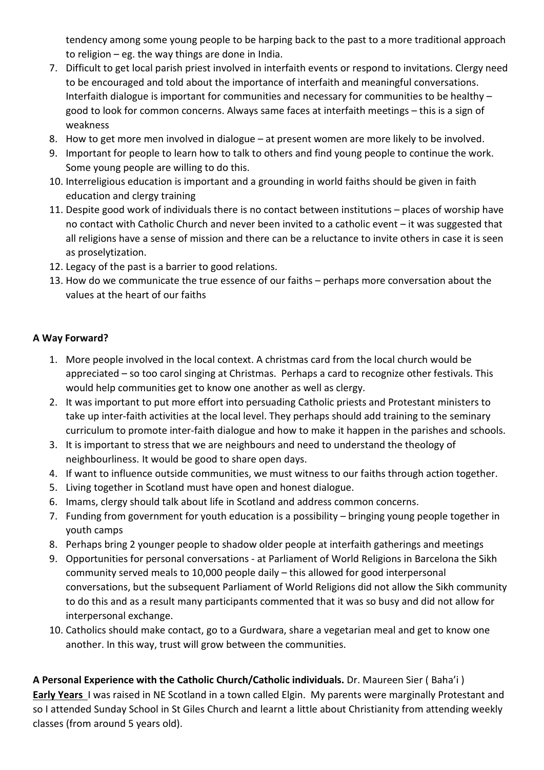tendency among some young people to be harping back to the past to a more traditional approach to religion – eg. the way things are done in India.

7. Difficult to get local parish priest involved in interfaith events or respond to invitations. Clergy need to be encouraged and told about the importance of interfaith and meaningful conversations. Interfaith dialogue is important for communities and necessary for communities to be healthy – good to look for common concerns. Always same faces at interfaith meetings – this is a sign of weakness
8. How to get more men involved in dialogue – at present women are more likely to be involved.
9. Important for people to learn how to talk to others and find young people to continue the work. Some young people are willing to do this.
10. Interreligious education is important and a grounding in world faiths should be given in faith education and clergy training
11. Despite good work of individuals there is no contact between institutions – places of worship have no contact with Catholic Church and never been invited to a catholic event – it was suggested that all religions have a sense of mission and there can be a reluctance to invite others in case it is seen as proselytization.
12. Legacy of the past is a barrier to good relations.
13. How do we communicate the true essence of our faiths – perhaps more conversation about the values at the heart of our faiths

**A Way Forward?**

1. More people involved in the local context. A christmas card from the local church would be appreciated – so too carol singing at Christmas. Perhaps a card to recognize other festivals. This would help communities get to know one another as well as clergy.
2. It was important to put more effort into persuading Catholic priests and Protestant ministers to take up inter-faith activities at the local level. They perhaps should add training to the seminary curriculum to promote inter-faith dialogue and how to make it happen in the parishes and schools.
3. It is important to stress that we are neighbours and need to understand the theology of neighbourliness. It would be good to share open days.
4. If want to influence outside communities, we must witness to our faiths through action together.
5. Living together in Scotland must have open and honest dialogue.
6. Imams, clergy should talk about life in Scotland and address common concerns.
7. Funding from government for youth education is a possibility – bringing young people together in youth camps
8. Perhaps bring 2 younger people to shadow older people at interfaith gatherings and meetings
9. Opportunities for personal conversations - at Parliament of World Religions in Barcelona the Sikh community served meals to 10,000 people daily – this allowed for good interpersonal conversations, but the subsequent Parliament of World Religions did not allow the Sikh community to do this and as a result many participants commented that it was so busy and did not allow for interpersonal exchange.
10. Catholics should make contact, go to a Gurdwara, share a vegetarian meal and get to know one another. In this way, trust will grow between the communities.

**A Personal Experience with the Catholic Church/Catholic individuals.** Dr. Maureen Sier ( Baha'i )

**Early Years** I was raised in NE Scotland in a town called Elgin. My parents were marginally Protestant and so I attended Sunday School in St Giles Church and learnt a little about Christianity from attending weekly classes (from around 5 years old).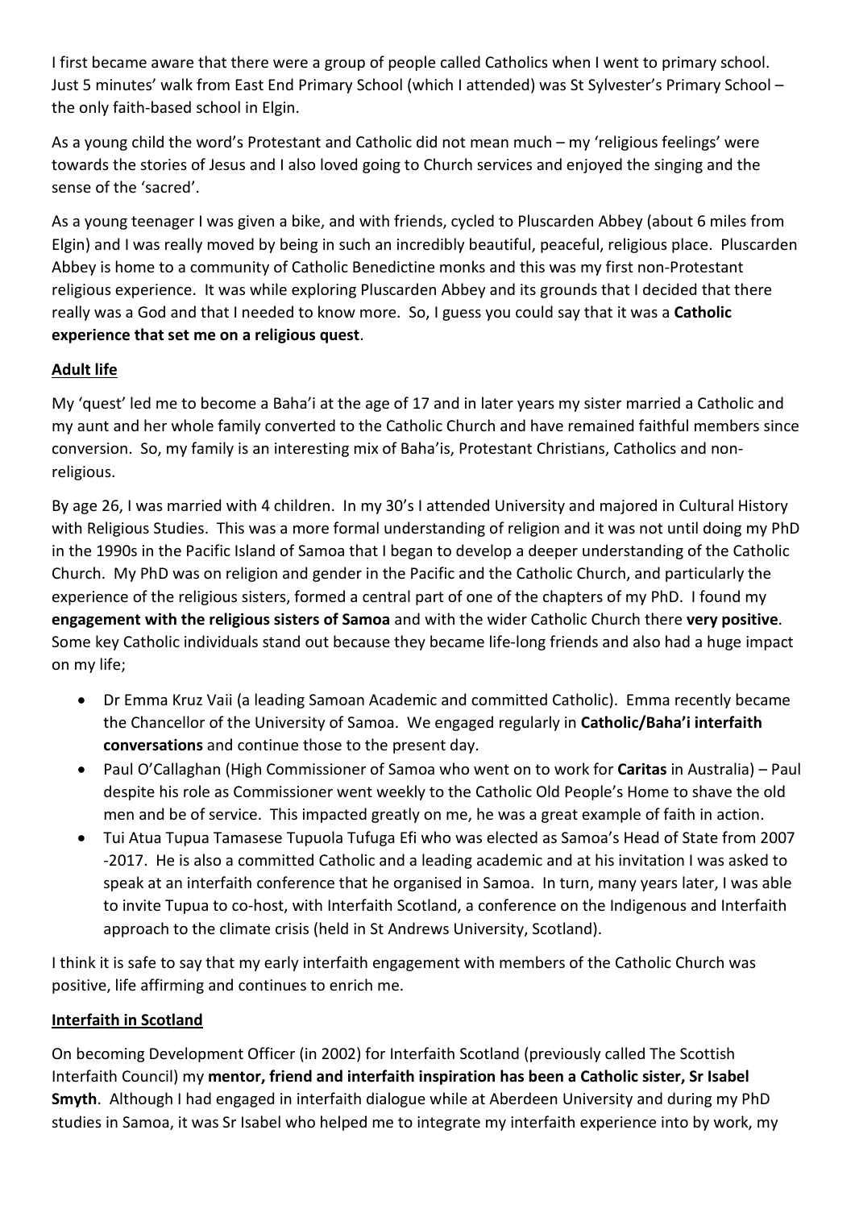I first became aware that there were a group of people called Catholics when I went to primary school. Just 5 minutes' walk from East End Primary School (which I attended) was St Sylvester's Primary School – the only faith-based school in Elgin.

As a young child the word's Protestant and Catholic did not mean much – my 'religious feelings' were towards the stories of Jesus and I also loved going to Church services and enjoyed the singing and the sense of the 'sacred'.

As a young teenager I was given a bike, and with friends, cycled to Pluscarden Abbey (about 6 miles from Elgin) and I was really moved by being in such an incredibly beautiful, peaceful, religious place. Pluscarden Abbey is home to a community of Catholic Benedictine monks and this was my first non-Protestant religious experience. It was while exploring Pluscarden Abbey and its grounds that I decided that there really was a God and that I needed to know more. So, I guess you could say that it was a **Catholic experience that set me on a religious quest**.

## Adult life

My 'quest' led me to become a Baha'i at the age of 17 and in later years my sister married a Catholic and my aunt and her whole family converted to the Catholic Church and have remained faithful members since conversion. So, my family is an interesting mix of Baha'is, Protestant Christians, Catholics and non-religious.

By age 26, I was married with 4 children. In my 30's I attended University and majored in Cultural History with Religious Studies. This was a more formal understanding of religion and it was not until doing my PhD in the 1990s in the Pacific Island of Samoa that I began to develop a deeper understanding of the Catholic Church. My PhD was on religion and gender in the Pacific and the Catholic Church, and particularly the experience of the religious sisters, formed a central part of one of the chapters of my PhD. I found my **engagement with the religious sisters of Samoa** and with the wider Catholic Church there **very positive**. Some key Catholic individuals stand out because they became life-long friends and also had a huge impact on my life;

- Dr Emma Kruz Vaii (a leading Samoan Academic and committed Catholic). Emma recently became the Chancellor of the University of Samoa. We engaged regularly in **Catholic/Baha'i interfaith conversations** and continue those to the present day.
- Paul O'Callaghan (High Commissioner of Samoa who went on to work for **Caritas** in Australia) – Paul despite his role as Commissioner went weekly to the Catholic Old People's Home to shave the old men and be of service. This impacted greatly on me, he was a great example of faith in action.
- Tui Atua Tupua Tamasese Tupuola Tufuga Efi who was elected as Samoa's Head of State from 2007 -2017. He is also a committed Catholic and a leading academic and at his invitation I was asked to speak at an interfaith conference that he organised in Samoa. In turn, many years later, I was able to invite Tupua to co-host, with Interfaith Scotland, a conference on the Indigenous and Interfaith approach to the climate crisis (held in St Andrews University, Scotland).

I think it is safe to say that my early interfaith engagement with members of the Catholic Church was positive, life affirming and continues to enrich me.

## Interfaith in Scotland

On becoming Development Officer (in 2002) for Interfaith Scotland (previously called The Scottish Interfaith Council) my **mentor, friend and interfaith inspiration has been a Catholic sister, Sr Isabel Smyth**. Although I had engaged in interfaith dialogue while at Aberdeen University and during my PhD studies in Samoa, it was Sr Isabel who helped me to integrate my interfaith experience into by work, my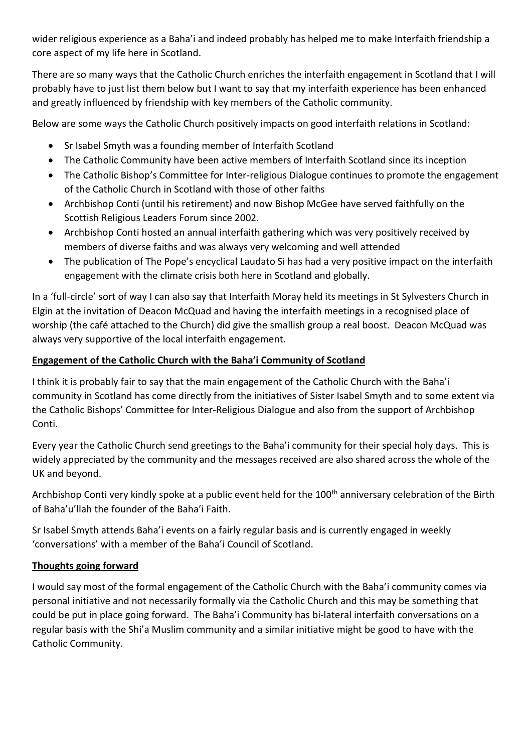wider religious experience as a Baha'i and indeed probably has helped me to make Interfaith friendship a core aspect of my life here in Scotland.

There are so many ways that the Catholic Church enriches the interfaith engagement in Scotland that I will probably have to just list them below but I want to say that my interfaith experience has been enhanced and greatly influenced by friendship with key members of the Catholic community.

Below are some ways the Catholic Church positively impacts on good interfaith relations in Scotland:

- Sr Isabel Smyth was a founding member of Interfaith Scotland
- The Catholic Community have been active members of Interfaith Scotland since its inception
- The Catholic Bishop's Committee for Inter-religious Dialogue continues to promote the engagement of the Catholic Church in Scotland with those of other faiths
- Archbishop Conti (until his retirement) and now Bishop McGee have served faithfully on the Scottish Religious Leaders Forum since 2002.
- Archbishop Conti hosted an annual interfaith gathering which was very positively received by members of diverse faiths and was always very welcoming and well attended
- The publication of The Pope's encyclical Laudato Si has had a very positive impact on the interfaith engagement with the climate crisis both here in Scotland and globally.

In a 'full-circle' sort of way I can also say that Interfaith Moray held its meetings in St Sylvesters Church in Elgin at the invitation of Deacon McQuad and having the interfaith meetings in a recognised place of worship (the café attached to the Church) did give the smallish group a real boost. Deacon McQuad was always very supportive of the local interfaith engagement.

**Engagement of the Catholic Church with the Baha'i Community of Scotland**

I think it is probably fair to say that the main engagement of the Catholic Church with the Baha'i community in Scotland has come directly from the initiatives of Sister Isabel Smyth and to some extent via the Catholic Bishops' Committee for Inter-Religious Dialogue and also from the support of Archbishop Conti.

Every year the Catholic Church send greetings to the Baha'i community for their special holy days. This is widely appreciated by the community and the messages received are also shared across the whole of the UK and beyond.

Archbishop Conti very kindly spoke at a public event held for the 100th anniversary celebration of the Birth of Baha'u'llah the founder of the Baha'i Faith.

Sr Isabel Smyth attends Baha'i events on a fairly regular basis and is currently engaged in weekly 'conversations' with a member of the Baha'i Council of Scotland.

**Thoughts going forward**

I would say most of the formal engagement of the Catholic Church with the Baha'i community comes via personal initiative and not necessarily formally via the Catholic Church and this may be something that could be put in place going forward. The Baha'i Community has bi-lateral interfaith conversations on a regular basis with the Shi'a Muslim community and a similar initiative might be good to have with the Catholic Community.